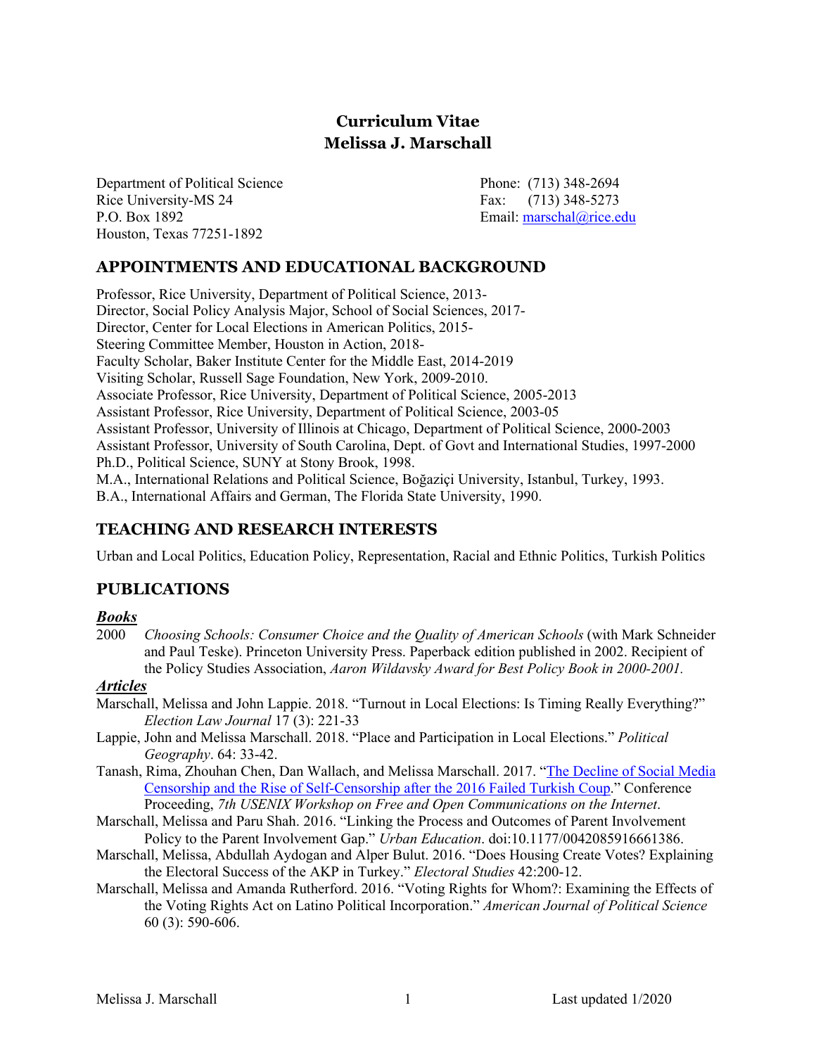# Curriculum Vitae
# Melissa J. Marschall

Department of Political Science
Rice University-MS 24
P.O. Box 1892
Houston, Texas 77251-1892

Phone: (713) 348-2694
Fax: (713) 348-5273
Email: marschal@rice.edu

## APPOINTMENTS AND EDUCATIONAL BACKGROUND

Professor, Rice University, Department of Political Science, 2013-
Director, Social Policy Analysis Major, School of Social Sciences, 2017-
Director, Center for Local Elections in American Politics, 2015-
Steering Committee Member, Houston in Action, 2018-
Faculty Scholar, Baker Institute Center for the Middle East, 2014-2019
Visiting Scholar, Russell Sage Foundation, New York, 2009-2010.
Associate Professor, Rice University, Department of Political Science, 2005-2013
Assistant Professor, Rice University, Department of Political Science, 2003-05
Assistant Professor, University of Illinois at Chicago, Department of Political Science, 2000-2003
Assistant Professor, University of South Carolina, Dept. of Govt and International Studies, 1997-2000
Ph.D., Political Science, SUNY at Stony Brook, 1998.
M.A., International Relations and Political Science, Boğaziçi University, Istanbul, Turkey, 1993.
B.A., International Affairs and German, The Florida State University, 1990.

## TEACHING AND RESEARCH INTERESTS

Urban and Local Politics, Education Policy, Representation, Racial and Ethnic Politics, Turkish Politics

## PUBLICATIONS

### *Books*

2000 *Choosing Schools: Consumer Choice and the Quality of American Schools* (with Mark Schneider and Paul Teske). Princeton University Press. Paperback edition published in 2002. Recipient of the Policy Studies Association, *Aaron Wildavsky Award for Best Policy Book in 2000-2001.*

### *Articles*

Marschall, Melissa and John Lappie. 2018. "Turnout in Local Elections: Is Timing Really Everything?" *Election Law Journal* 17 (3): 221-33

Lappie, John and Melissa Marschall. 2018. "Place and Participation in Local Elections." *Political Geography*. 64: 33-42.

Tanash, Rima, Zhouhan Chen, Dan Wallach, and Melissa Marschall. 2017. "The Decline of Social Media Censorship and the Rise of Self-Censorship after the 2016 Failed Turkish Coup." Conference Proceeding, *7th USENIX Workshop on Free and Open Communications on the Internet*.

Marschall, Melissa and Paru Shah. 2016. "Linking the Process and Outcomes of Parent Involvement Policy to the Parent Involvement Gap." *Urban Education*. doi:10.1177/0042085916661386.

Marschall, Melissa, Abdullah Aydogan and Alper Bulut. 2016. "Does Housing Create Votes? Explaining the Electoral Success of the AKP in Turkey." *Electoral Studies* 42:200-12.

Marschall, Melissa and Amanda Rutherford. 2016. "Voting Rights for Whom?: Examining the Effects of the Voting Rights Act on Latino Political Incorporation." *American Journal of Political Science* 60 (3): 590-606.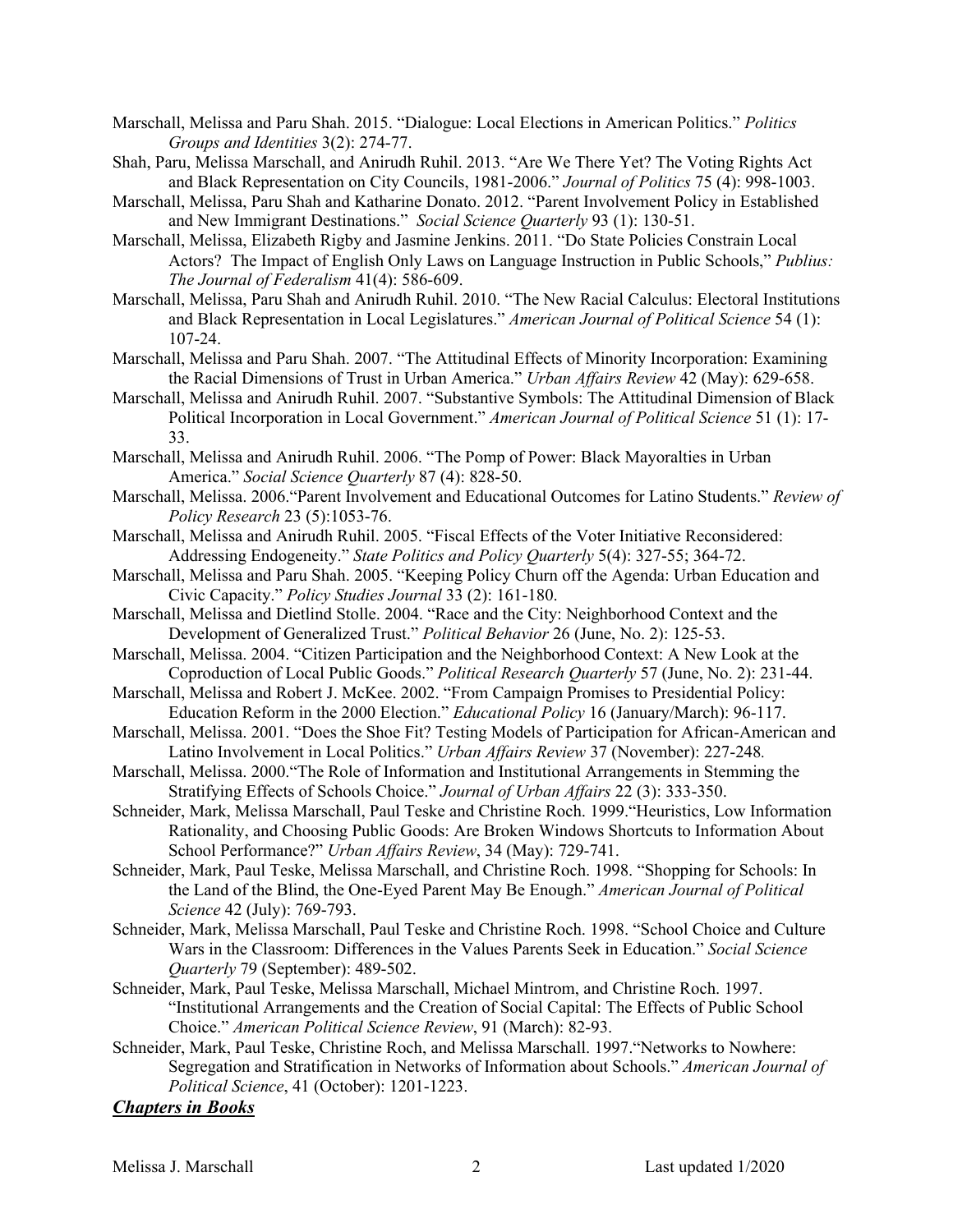Marschall, Melissa and Paru Shah. 2015. "Dialogue: Local Elections in American Politics." *Politics Groups and Identities* 3(2): 274-77.

Shah, Paru, Melissa Marschall, and Anirudh Ruhil. 2013. "Are We There Yet? The Voting Rights Act and Black Representation on City Councils, 1981-2006." *Journal of Politics* 75 (4): 998-1003.

Marschall, Melissa, Paru Shah and Katharine Donato. 2012. "Parent Involvement Policy in Established and New Immigrant Destinations." *Social Science Quarterly* 93 (1): 130-51.

Marschall, Melissa, Elizabeth Rigby and Jasmine Jenkins. 2011. "Do State Policies Constrain Local Actors? The Impact of English Only Laws on Language Instruction in Public Schools," *Publius: The Journal of Federalism* 41(4): 586-609.

Marschall, Melissa, Paru Shah and Anirudh Ruhil. 2010. "The New Racial Calculus: Electoral Institutions and Black Representation in Local Legislatures." *American Journal of Political Science* 54 (1): 107-24.

Marschall, Melissa and Paru Shah. 2007. "The Attitudinal Effects of Minority Incorporation: Examining the Racial Dimensions of Trust in Urban America." *Urban Affairs Review* 42 (May): 629-658.

Marschall, Melissa and Anirudh Ruhil. 2007. "Substantive Symbols: The Attitudinal Dimension of Black Political Incorporation in Local Government." *American Journal of Political Science* 51 (1): 17-33.

Marschall, Melissa and Anirudh Ruhil. 2006. "The Pomp of Power: Black Mayoralties in Urban America." *Social Science Quarterly* 87 (4): 828-50.

Marschall, Melissa. 2006."Parent Involvement and Educational Outcomes for Latino Students." *Review of Policy Research* 23 (5):1053-76.

Marschall, Melissa and Anirudh Ruhil. 2005. "Fiscal Effects of the Voter Initiative Reconsidered: Addressing Endogeneity." *State Politics and Policy Quarterly* 5(4): 327-55; 364-72.

Marschall, Melissa and Paru Shah. 2005. "Keeping Policy Churn off the Agenda: Urban Education and Civic Capacity." *Policy Studies Journal* 33 (2): 161-180.

Marschall, Melissa and Dietlind Stolle. 2004. "Race and the City: Neighborhood Context and the Development of Generalized Trust." *Political Behavior* 26 (June, No. 2): 125-53.

Marschall, Melissa. 2004. "Citizen Participation and the Neighborhood Context: A New Look at the Coproduction of Local Public Goods." *Political Research Quarterly* 57 (June, No. 2): 231-44.

Marschall, Melissa and Robert J. McKee. 2002. "From Campaign Promises to Presidential Policy: Education Reform in the 2000 Election." *Educational Policy* 16 (January/March): 96-117.

Marschall, Melissa. 2001. "Does the Shoe Fit? Testing Models of Participation for African-American and Latino Involvement in Local Politics." *Urban Affairs Review* 37 (November): 227-248.

Marschall, Melissa. 2000."The Role of Information and Institutional Arrangements in Stemming the Stratifying Effects of Schools Choice." *Journal of Urban Affairs* 22 (3): 333-350.

Schneider, Mark, Melissa Marschall, Paul Teske and Christine Roch. 1999."Heuristics, Low Information Rationality, and Choosing Public Goods: Are Broken Windows Shortcuts to Information About School Performance?" *Urban Affairs Review*, 34 (May): 729-741.

Schneider, Mark, Paul Teske, Melissa Marschall, and Christine Roch. 1998. "Shopping for Schools: In the Land of the Blind, the One-Eyed Parent May Be Enough." *American Journal of Political Science* 42 (July): 769-793.

Schneider, Mark, Melissa Marschall, Paul Teske and Christine Roch. 1998. "School Choice and Culture Wars in the Classroom: Differences in the Values Parents Seek in Education." *Social Science Quarterly* 79 (September): 489-502.

Schneider, Mark, Paul Teske, Melissa Marschall, Michael Mintrom, and Christine Roch. 1997. "Institutional Arrangements and the Creation of Social Capital: The Effects of Public School Choice." *American Political Science Review*, 91 (March): 82-93.

Schneider, Mark, Paul Teske, Christine Roch, and Melissa Marschall. 1997."Networks to Nowhere: Segregation and Stratification in Networks of Information about Schools." *American Journal of Political Science*, 41 (October): 1201-1223.

## ***Chapters in Books***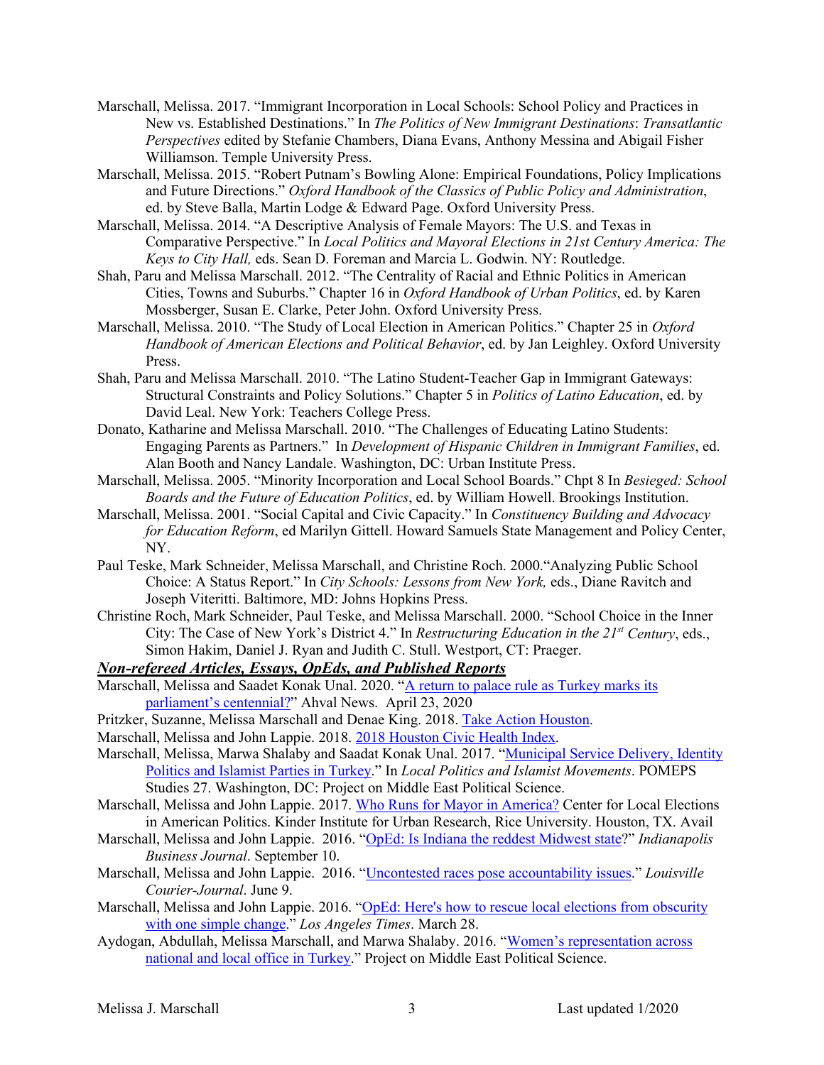Marschall, Melissa. 2017. "Immigrant Incorporation in Local Schools: School Policy and Practices in New vs. Established Destinations." In *The Politics of New Immigrant Destinations*: *Transatlantic Perspectives* edited by Stefanie Chambers, Diana Evans, Anthony Messina and Abigail Fisher Williamson. Temple University Press.

Marschall, Melissa. 2015. "Robert Putnam's Bowling Alone: Empirical Foundations, Policy Implications and Future Directions." *Oxford Handbook of the Classics of Public Policy and Administration*, ed. by Steve Balla, Martin Lodge & Edward Page. Oxford University Press.

Marschall, Melissa. 2014. "A Descriptive Analysis of Female Mayors: The U.S. and Texas in Comparative Perspective." In *Local Politics and Mayoral Elections in 21st Century America: The Keys to City Hall,* eds. Sean D. Foreman and Marcia L. Godwin. NY: Routledge.

Shah, Paru and Melissa Marschall. 2012. "The Centrality of Racial and Ethnic Politics in American Cities, Towns and Suburbs." Chapter 16 in *Oxford Handbook of Urban Politics*, ed. by Karen Mossberger, Susan E. Clarke, Peter John. Oxford University Press.

Marschall, Melissa. 2010. "The Study of Local Election in American Politics." Chapter 25 in *Oxford Handbook of American Elections and Political Behavior*, ed. by Jan Leighley. Oxford University Press.

Shah, Paru and Melissa Marschall. 2010. "The Latino Student-Teacher Gap in Immigrant Gateways: Structural Constraints and Policy Solutions." Chapter 5 in *Politics of Latino Education*, ed. by David Leal. New York: Teachers College Press.

Donato, Katharine and Melissa Marschall. 2010. "The Challenges of Educating Latino Students: Engaging Parents as Partners." In *Development of Hispanic Children in Immigrant Families*, ed. Alan Booth and Nancy Landale. Washington, DC: Urban Institute Press.

Marschall, Melissa. 2005. "Minority Incorporation and Local School Boards." Chpt 8 In *Besieged: School Boards and the Future of Education Politics*, ed. by William Howell. Brookings Institution.

Marschall, Melissa. 2001. "Social Capital and Civic Capacity." In *Constituency Building and Advocacy for Education Reform*, ed Marilyn Gittell. Howard Samuels State Management and Policy Center, NY.

Paul Teske, Mark Schneider, Melissa Marschall, and Christine Roch. 2000."Analyzing Public School Choice: A Status Report." In *City Schools: Lessons from New York,* eds., Diane Ravitch and Joseph Viteritti. Baltimore, MD: Johns Hopkins Press.

Christine Roch, Mark Schneider, Paul Teske, and Melissa Marschall. 2000. "School Choice in the Inner City: The Case of New York's District 4." In *Restructuring Education in the 21st Century*, eds., Simon Hakim, Daniel J. Ryan and Judith C. Stull. Westport, CT: Praeger.

***Non-refereed Articles, Essays, OpEds, and Published Reports***

Marschall, Melissa and Saadet Konak Unal. 2020. "A return to palace rule as Turkey marks its parliament's centennial?" Ahval News. April 23, 2020

Pritzker, Suzanne, Melissa Marschall and Denae King. 2018. Take Action Houston.

Marschall, Melissa and John Lappie. 2018. 2018 Houston Civic Health Index.

Marschall, Melissa, Marwa Shalaby and Saadat Konak Unal. 2017. "Municipal Service Delivery, Identity Politics and Islamist Parties in Turkey." In *Local Politics and Islamist Movements*. POMEPS Studies 27. Washington, DC: Project on Middle East Political Science.

Marschall, Melissa and John Lappie. 2017. Who Runs for Mayor in America? Center for Local Elections in American Politics. Kinder Institute for Urban Research, Rice University. Houston, TX. Avail

Marschall, Melissa and John Lappie. 2016. "OpEd: Is Indiana the reddest Midwest state?" *Indianapolis Business Journal*. September 10.

Marschall, Melissa and John Lappie. 2016. "Uncontested races pose accountability issues." *Louisville Courier-Journal*. June 9.

Marschall, Melissa and John Lappie. 2016. "OpEd: Here's how to rescue local elections from obscurity with one simple change." *Los Angeles Times*. March 28.

Aydogan, Abdullah, Melissa Marschall, and Marwa Shalaby. 2016. "Women's representation across national and local office in Turkey." Project on Middle East Political Science.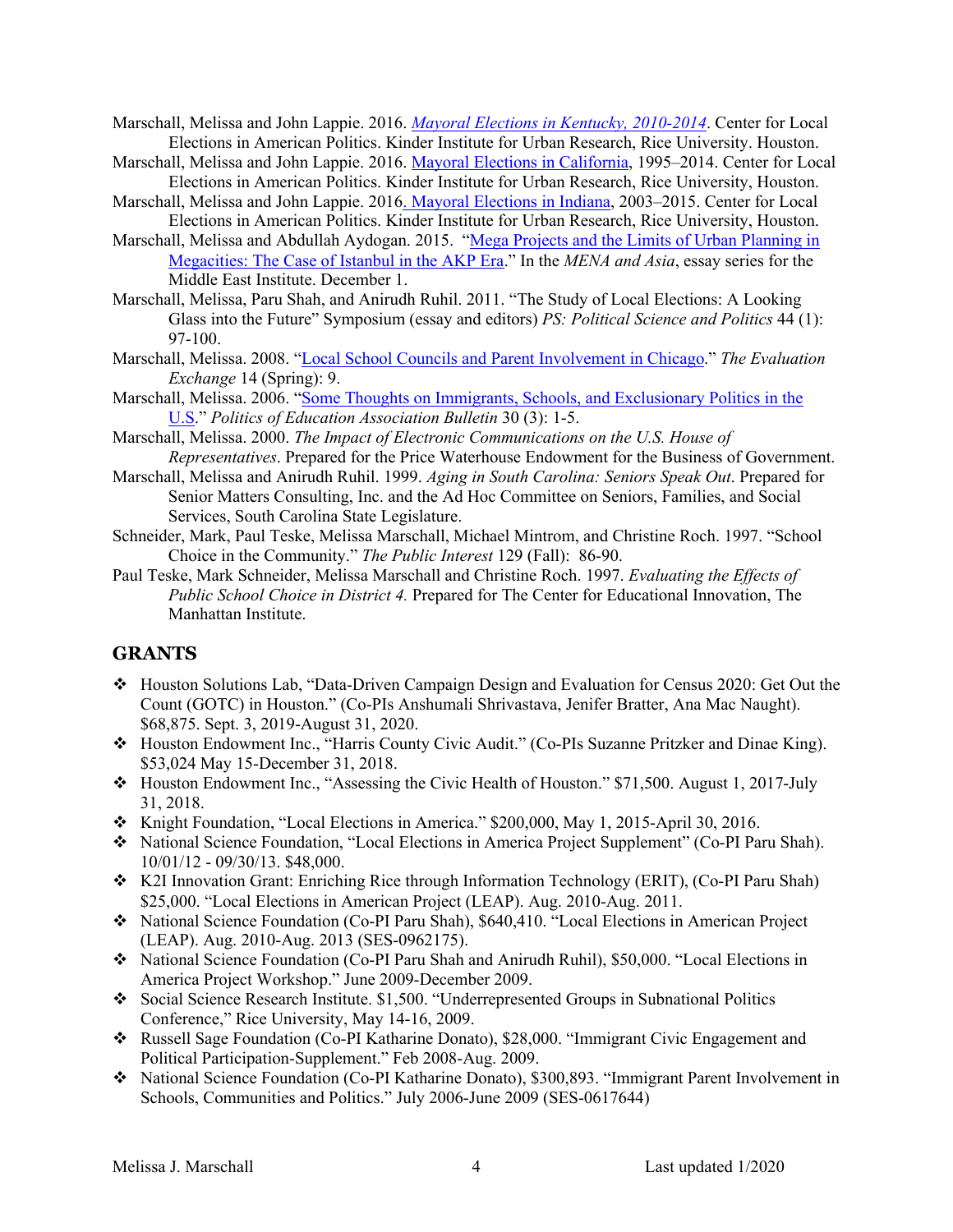Marschall, Melissa and John Lappie. 2016. *Mayoral Elections in Kentucky, 2010-2014*. Center for Local Elections in American Politics. Kinder Institute for Urban Research, Rice University. Houston.

Marschall, Melissa and John Lappie. 2016. Mayoral Elections in California, 1995–2014. Center for Local Elections in American Politics. Kinder Institute for Urban Research, Rice University, Houston.

Marschall, Melissa and John Lappie. 2016. Mayoral Elections in Indiana, 2003–2015. Center for Local Elections in American Politics. Kinder Institute for Urban Research, Rice University, Houston.

Marschall, Melissa and Abdullah Aydogan. 2015. "Mega Projects and the Limits of Urban Planning in Megacities: The Case of Istanbul in the AKP Era." In the *MENA and Asia*, essay series for the Middle East Institute. December 1.

Marschall, Melissa, Paru Shah, and Anirudh Ruhil. 2011. "The Study of Local Elections: A Looking Glass into the Future" Symposium (essay and editors) *PS: Political Science and Politics* 44 (1): 97-100.

Marschall, Melissa. 2008. "Local School Councils and Parent Involvement in Chicago." *The Evaluation Exchange* 14 (Spring): 9.

Marschall, Melissa. 2006. "Some Thoughts on Immigrants, Schools, and Exclusionary Politics in the U.S." *Politics of Education Association Bulletin* 30 (3): 1-5.

Marschall, Melissa. 2000. *The Impact of Electronic Communications on the U.S. House of Representatives*. Prepared for the Price Waterhouse Endowment for the Business of Government.

Marschall, Melissa and Anirudh Ruhil. 1999. *Aging in South Carolina: Seniors Speak Out*. Prepared for Senior Matters Consulting, Inc. and the Ad Hoc Committee on Seniors, Families, and Social Services, South Carolina State Legislature.

Schneider, Mark, Paul Teske, Melissa Marschall, Michael Mintrom, and Christine Roch. 1997. "School Choice in the Community." *The Public Interest* 129 (Fall): 86-90.

Paul Teske, Mark Schneider, Melissa Marschall and Christine Roch. 1997. *Evaluating the Effects of Public School Choice in District 4.* Prepared for The Center for Educational Innovation, The Manhattan Institute.

## GRANTS

- Houston Solutions Lab, "Data-Driven Campaign Design and Evaluation for Census 2020: Get Out the Count (GOTC) in Houston." (Co-PIs Anshumali Shrivastava, Jenifer Bratter, Ana Mac Naught). $68,875. Sept. 3, 2019-August 31, 2020.
- Houston Endowment Inc., "Harris County Civic Audit." (Co-PIs Suzanne Pritzker and Dinae King). $53,024 May 15-December 31, 2018.
- Houston Endowment Inc., "Assessing the Civic Health of Houston." $71,500. August 1, 2017-July 31, 2018.
- Knight Foundation, "Local Elections in America." $200,000, May 1, 2015-April 30, 2016.
- National Science Foundation, "Local Elections in America Project Supplement" (Co-PI Paru Shah). 10/01/12 - 09/30/13. $48,000.
- K2I Innovation Grant: Enriching Rice through Information Technology (ERIT), (Co-PI Paru Shah) $25,000. "Local Elections in American Project (LEAP). Aug. 2010-Aug. 2011.
- National Science Foundation (Co-PI Paru Shah), $640,410. "Local Elections in American Project (LEAP). Aug. 2010-Aug. 2013 (SES-0962175).
- National Science Foundation (Co-PI Paru Shah and Anirudh Ruhil), $50,000. "Local Elections in America Project Workshop." June 2009-December 2009.
- Social Science Research Institute. $1,500. "Underrepresented Groups in Subnational Politics Conference," Rice University, May 14-16, 2009.
- Russell Sage Foundation (Co-PI Katharine Donato), $28,000. "Immigrant Civic Engagement and Political Participation-Supplement." Feb 2008-Aug. 2009.
- National Science Foundation (Co-PI Katharine Donato), $300,893. "Immigrant Parent Involvement in Schools, Communities and Politics." July 2006-June 2009 (SES-0617644)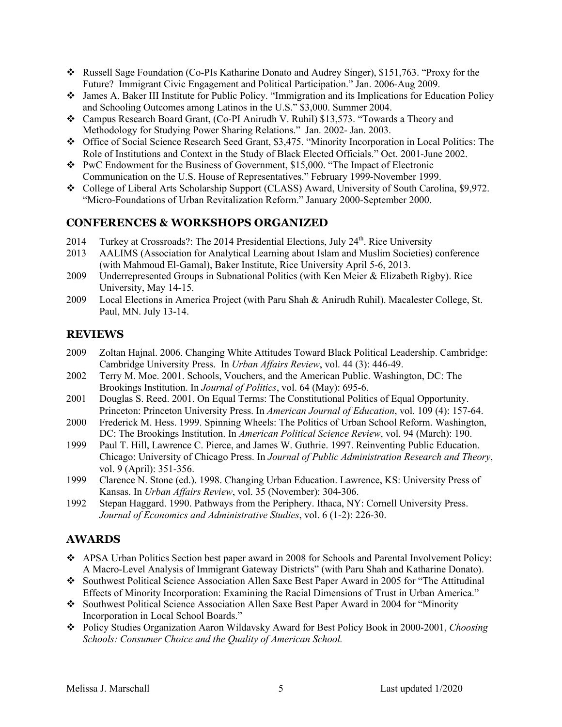- Russell Sage Foundation (Co-PIs Katharine Donato and Audrey Singer), $151,763. "Proxy for the Future? Immigrant Civic Engagement and Political Participation." Jan. 2006-Aug 2009.
- James A. Baker III Institute for Public Policy. "Immigration and its Implications for Education Policy and Schooling Outcomes among Latinos in the U.S." $3,000. Summer 2004.
- Campus Research Board Grant, (Co-PI Anirudh V. Ruhil) $13,573. "Towards a Theory and Methodology for Studying Power Sharing Relations." Jan. 2002- Jan. 2003.
- Office of Social Science Research Seed Grant, $3,475. "Minority Incorporation in Local Politics: The Role of Institutions and Context in the Study of Black Elected Officials." Oct. 2001-June 2002.
- PwC Endowment for the Business of Government, $15,000. "The Impact of Electronic Communication on the U.S. House of Representatives." February 1999-November 1999.
- College of Liberal Arts Scholarship Support (CLASS) Award, University of South Carolina, $9,972. "Micro-Foundations of Urban Revitalization Reform." January 2000-September 2000.

## CONFERENCES & WORKSHOPS ORGANIZED

2014 Turkey at Crossroads?: The 2014 Presidential Elections, July 24th. Rice University

2013 AALIMS (Association for Analytical Learning about Islam and Muslim Societies) conference (with Mahmoud El-Gamal), Baker Institute, Rice University April 5-6, 2013.

2009 Underrepresented Groups in Subnational Politics (with Ken Meier & Elizabeth Rigby). Rice University, May 14-15.

2009 Local Elections in America Project (with Paru Shah & Anirudh Ruhil). Macalester College, St. Paul, MN. July 13-14.

## REVIEWS

2009 Zoltan Hajnal. 2006. Changing White Attitudes Toward Black Political Leadership. Cambridge: Cambridge University Press. In *Urban Affairs Review*, vol. 44 (3): 446-49.

2002 Terry M. Moe. 2001. Schools, Vouchers, and the American Public. Washington, DC: The Brookings Institution. In *Journal of Politics*, vol. 64 (May): 695-6.

2001 Douglas S. Reed. 2001. On Equal Terms: The Constitutional Politics of Equal Opportunity. Princeton: Princeton University Press. In *American Journal of Education*, vol. 109 (4): 157-64.

2000 Frederick M. Hess. 1999. Spinning Wheels: The Politics of Urban School Reform. Washington, DC: The Brookings Institution. In *American Political Science Review*, vol. 94 (March): 190.

1999 Paul T. Hill, Lawrence C. Pierce, and James W. Guthrie. 1997. Reinventing Public Education. Chicago: University of Chicago Press. In *Journal of Public Administration Research and Theory*, vol. 9 (April): 351-356.

1999 Clarence N. Stone (ed.). 1998. Changing Urban Education. Lawrence, KS: University Press of Kansas. In *Urban Affairs Review*, vol. 35 (November): 304-306.

1992 Stepan Haggard. 1990. Pathways from the Periphery. Ithaca, NY: Cornell University Press. *Journal of Economics and Administrative Studies*, vol. 6 (1-2): 226-30.

## AWARDS

- APSA Urban Politics Section best paper award in 2008 for Schools and Parental Involvement Policy: A Macro-Level Analysis of Immigrant Gateway Districts" (with Paru Shah and Katharine Donato).
- Southwest Political Science Association Allen Saxe Best Paper Award in 2005 for "The Attitudinal Effects of Minority Incorporation: Examining the Racial Dimensions of Trust in Urban America."
- Southwest Political Science Association Allen Saxe Best Paper Award in 2004 for "Minority Incorporation in Local School Boards."
- Policy Studies Organization Aaron Wildavsky Award for Best Policy Book in 2000-2001, *Choosing Schools: Consumer Choice and the Quality of American School.*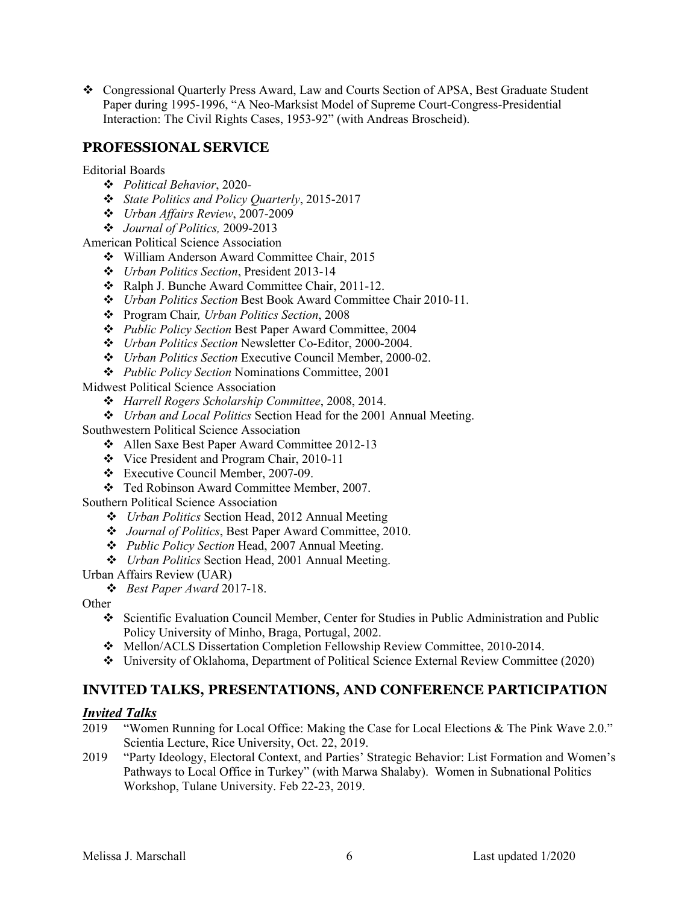- Congressional Quarterly Press Award, Law and Courts Section of APSA, Best Graduate Student Paper during 1995-1996, "A Neo-Marksist Model of Supreme Court-Congress-Presidential Interaction: The Civil Rights Cases, 1953-92" (with Andreas Broscheid).

## PROFESSIONAL SERVICE

Editorial Boards

- *Political Behavior*, 2020-
- *State Politics and Policy Quarterly*, 2015-2017
- *Urban Affairs Review*, 2007-2009
- *Journal of Politics,* 2009-2013

American Political Science Association

- William Anderson Award Committee Chair, 2015
- *Urban Politics Section*, President 2013-14
- Ralph J. Bunche Award Committee Chair, 2011-12.
- *Urban Politics Section* Best Book Award Committee Chair 2010-11.
- Program Chair*, Urban Politics Section*, 2008
- *Public Policy Section* Best Paper Award Committee, 2004
- *Urban Politics Section* Newsletter Co-Editor, 2000-2004.
- *Urban Politics Section* Executive Council Member, 2000-02.
- *Public Policy Section* Nominations Committee, 2001

Midwest Political Science Association

- *Harrell Rogers Scholarship Committee*, 2008, 2014.
- *Urban and Local Politics* Section Head for the 2001 Annual Meeting.

Southwestern Political Science Association

- Allen Saxe Best Paper Award Committee 2012-13
- Vice President and Program Chair, 2010-11
- Executive Council Member, 2007-09.
- Ted Robinson Award Committee Member, 2007.

Southern Political Science Association

- *Urban Politics* Section Head, 2012 Annual Meeting
- *Journal of Politics*, Best Paper Award Committee, 2010.
- *Public Policy Section* Head, 2007 Annual Meeting.
- *Urban Politics* Section Head, 2001 Annual Meeting.

Urban Affairs Review (UAR)

- *Best Paper Award* 2017-18.

Other

- Scientific Evaluation Council Member, Center for Studies in Public Administration and Public Policy University of Minho, Braga, Portugal, 2002.
- Mellon/ACLS Dissertation Completion Fellowship Review Committee, 2010-2014.
- University of Oklahoma, Department of Political Science External Review Committee (2020)

## INVITED TALKS, PRESENTATIONS, AND CONFERENCE PARTICIPATION

### *Invited Talks*

2019 "Women Running for Local Office: Making the Case for Local Elections & The Pink Wave 2.0." Scientia Lecture, Rice University, Oct. 22, 2019.

2019 "Party Ideology, Electoral Context, and Parties' Strategic Behavior: List Formation and Women's Pathways to Local Office in Turkey" (with Marwa Shalaby). Women in Subnational Politics Workshop, Tulane University. Feb 22-23, 2019.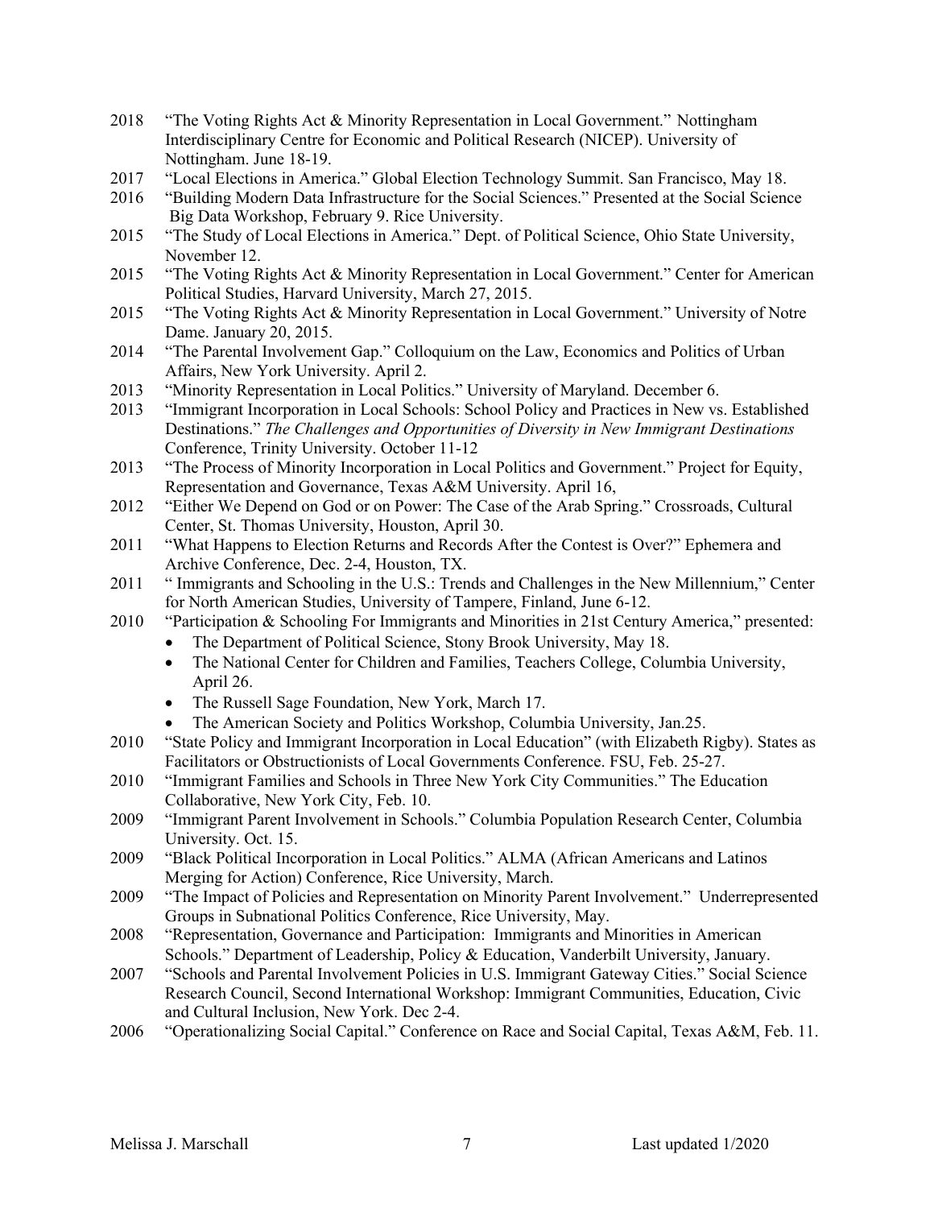2018 "The Voting Rights Act & Minority Representation in Local Government." Nottingham Interdisciplinary Centre for Economic and Political Research (NICEP). University of Nottingham. June 18-19.

2017 "Local Elections in America." Global Election Technology Summit. San Francisco, May 18.

2016 "Building Modern Data Infrastructure for the Social Sciences." Presented at the Social Science Big Data Workshop, February 9. Rice University.

2015 "The Study of Local Elections in America." Dept. of Political Science, Ohio State University, November 12.

2015 "The Voting Rights Act & Minority Representation in Local Government." Center for American Political Studies, Harvard University, March 27, 2015.

2015 "The Voting Rights Act & Minority Representation in Local Government." University of Notre Dame. January 20, 2015.

2014 "The Parental Involvement Gap." Colloquium on the Law, Economics and Politics of Urban Affairs, New York University. April 2.

2013 "Minority Representation in Local Politics." University of Maryland. December 6.

2013 "Immigrant Incorporation in Local Schools: School Policy and Practices in New vs. Established Destinations." *The Challenges and Opportunities of Diversity in New Immigrant Destinations* Conference, Trinity University. October 11-12

2013 "The Process of Minority Incorporation in Local Politics and Government." Project for Equity, Representation and Governance, Texas A&M University. April 16,

2012 "Either We Depend on God or on Power: The Case of the Arab Spring." Crossroads, Cultural Center, St. Thomas University, Houston, April 30.

2011 "What Happens to Election Returns and Records After the Contest is Over?" Ephemera and Archive Conference, Dec. 2-4, Houston, TX.

2011 " Immigrants and Schooling in the U.S.: Trends and Challenges in the New Millennium," Center for North American Studies, University of Tampere, Finland, June 6-12.

2010 "Participation & Schooling For Immigrants and Minorities in 21st Century America," presented:

- The Department of Political Science, Stony Brook University, May 18.
- The National Center for Children and Families, Teachers College, Columbia University, April 26.
- The Russell Sage Foundation, New York, March 17.
- The American Society and Politics Workshop, Columbia University, Jan.25.

2010 "State Policy and Immigrant Incorporation in Local Education" (with Elizabeth Rigby). States as Facilitators or Obstructionists of Local Governments Conference. FSU, Feb. 25-27.

2010 "Immigrant Families and Schools in Three New York City Communities." The Education Collaborative, New York City, Feb. 10.

2009 "Immigrant Parent Involvement in Schools." Columbia Population Research Center, Columbia University. Oct. 15.

2009 "Black Political Incorporation in Local Politics." ALMA (African Americans and Latinos Merging for Action) Conference, Rice University, March.

2009 "The Impact of Policies and Representation on Minority Parent Involvement." Underrepresented Groups in Subnational Politics Conference, Rice University, May.

2008 "Representation, Governance and Participation: Immigrants and Minorities in American Schools." Department of Leadership, Policy & Education, Vanderbilt University, January.

2007 "Schools and Parental Involvement Policies in U.S. Immigrant Gateway Cities." Social Science Research Council, Second International Workshop: Immigrant Communities, Education, Civic and Cultural Inclusion, New York. Dec 2-4.

2006 "Operationalizing Social Capital." Conference on Race and Social Capital, Texas A&M, Feb. 11.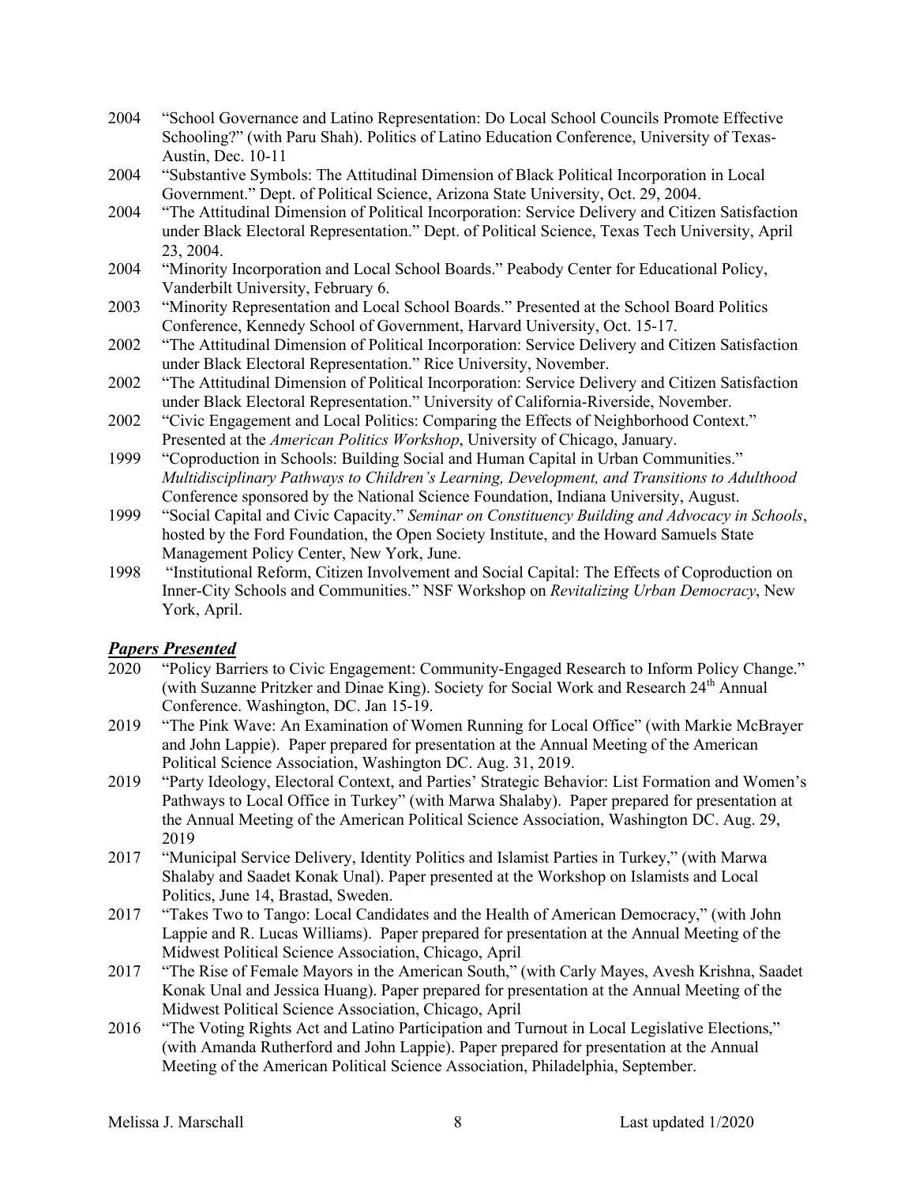2004 "School Governance and Latino Representation: Do Local School Councils Promote Effective Schooling?" (with Paru Shah). Politics of Latino Education Conference, University of Texas-Austin, Dec. 10-11

2004 "Substantive Symbols: The Attitudinal Dimension of Black Political Incorporation in Local Government." Dept. of Political Science, Arizona State University, Oct. 29, 2004.

2004 "The Attitudinal Dimension of Political Incorporation: Service Delivery and Citizen Satisfaction under Black Electoral Representation." Dept. of Political Science, Texas Tech University, April 23, 2004.

2004 "Minority Incorporation and Local School Boards." Peabody Center for Educational Policy, Vanderbilt University, February 6.

2003 "Minority Representation and Local School Boards." Presented at the School Board Politics Conference, Kennedy School of Government, Harvard University, Oct. 15-17.

2002 "The Attitudinal Dimension of Political Incorporation: Service Delivery and Citizen Satisfaction under Black Electoral Representation." Rice University, November.

2002 "The Attitudinal Dimension of Political Incorporation: Service Delivery and Citizen Satisfaction under Black Electoral Representation." University of California-Riverside, November.

2002 "Civic Engagement and Local Politics: Comparing the Effects of Neighborhood Context." Presented at the *American Politics Workshop*, University of Chicago, January.

1999 "Coproduction in Schools: Building Social and Human Capital in Urban Communities." *Multidisciplinary Pathways to Children's Learning, Development, and Transitions to Adulthood* Conference sponsored by the National Science Foundation, Indiana University, August.

1999 "Social Capital and Civic Capacity." *Seminar on Constituency Building and Advocacy in Schools*, hosted by the Ford Foundation, the Open Society Institute, and the Howard Samuels State Management Policy Center, New York, June.

1998 "Institutional Reform, Citizen Involvement and Social Capital: The Effects of Coproduction on Inner-City Schools and Communities." NSF Workshop on *Revitalizing Urban Democracy*, New York, April.

### ***Papers Presented***

2020 "Policy Barriers to Civic Engagement: Community-Engaged Research to Inform Policy Change." (with Suzanne Pritzker and Dinae King). Society for Social Work and Research 24th Annual Conference. Washington, DC. Jan 15-19.

2019 "The Pink Wave: An Examination of Women Running for Local Office" (with Markie McBrayer and John Lappie). Paper prepared for presentation at the Annual Meeting of the American Political Science Association, Washington DC. Aug. 31, 2019.

2019 "Party Ideology, Electoral Context, and Parties' Strategic Behavior: List Formation and Women's Pathways to Local Office in Turkey" (with Marwa Shalaby). Paper prepared for presentation at the Annual Meeting of the American Political Science Association, Washington DC. Aug. 29, 2019

2017 "Municipal Service Delivery, Identity Politics and Islamist Parties in Turkey," (with Marwa Shalaby and Saadet Konak Unal). Paper presented at the Workshop on Islamists and Local Politics, June 14, Brastad, Sweden.

2017 "Takes Two to Tango: Local Candidates and the Health of American Democracy," (with John Lappie and R. Lucas Williams). Paper prepared for presentation at the Annual Meeting of the Midwest Political Science Association, Chicago, April

2017 "The Rise of Female Mayors in the American South," (with Carly Mayes, Avesh Krishna, Saadet Konak Unal and Jessica Huang). Paper prepared for presentation at the Annual Meeting of the Midwest Political Science Association, Chicago, April

2016 "The Voting Rights Act and Latino Participation and Turnout in Local Legislative Elections," (with Amanda Rutherford and John Lappie). Paper prepared for presentation at the Annual Meeting of the American Political Science Association, Philadelphia, September.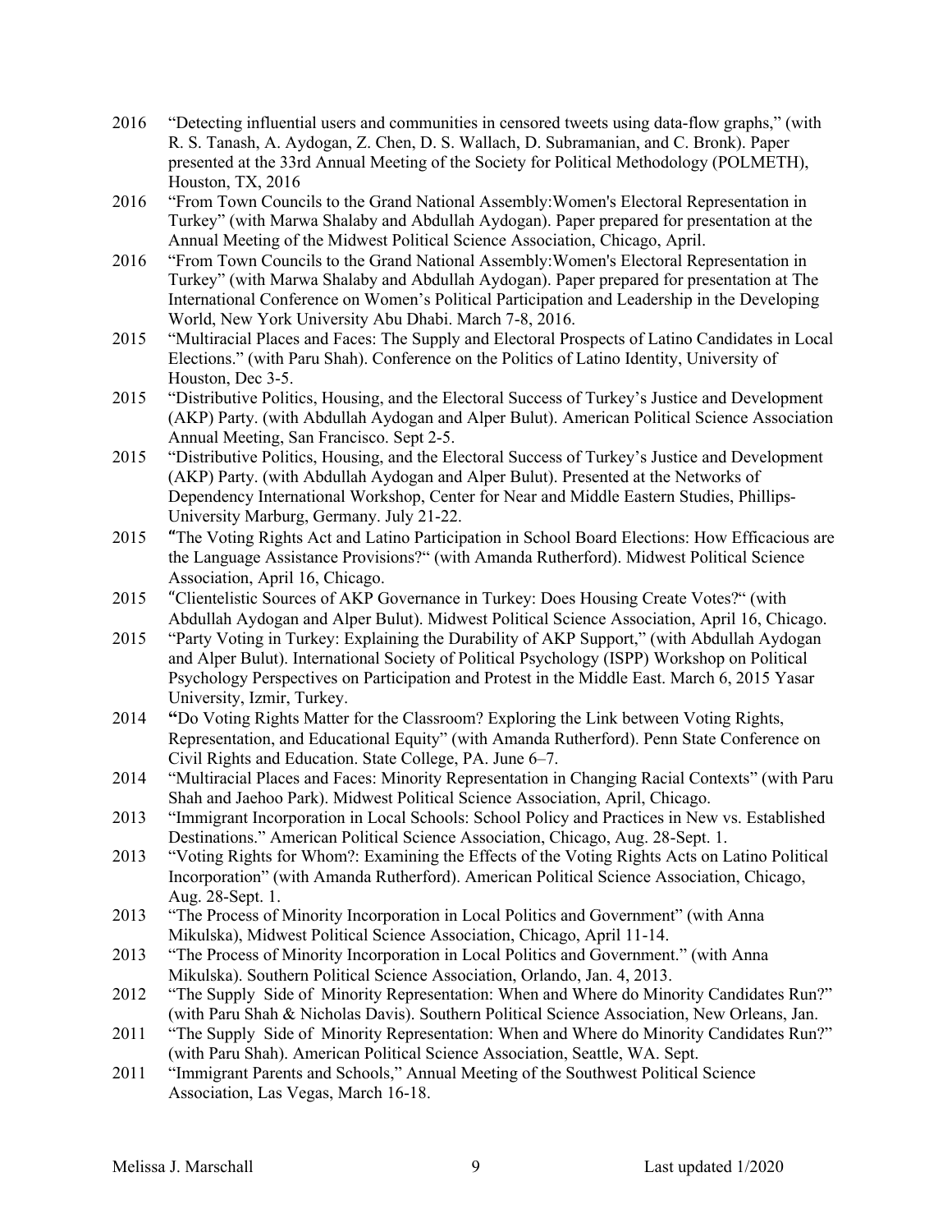2016 "Detecting influential users and communities in censored tweets using data-flow graphs," (with R. S. Tanash, A. Aydogan, Z. Chen, D. S. Wallach, D. Subramanian, and C. Bronk). Paper presented at the 33rd Annual Meeting of the Society for Political Methodology (POLMETH), Houston, TX, 2016

2016 "From Town Councils to the Grand National Assembly:Women's Electoral Representation in Turkey" (with Marwa Shalaby and Abdullah Aydogan). Paper prepared for presentation at the Annual Meeting of the Midwest Political Science Association, Chicago, April.

2016 "From Town Councils to the Grand National Assembly:Women's Electoral Representation in Turkey" (with Marwa Shalaby and Abdullah Aydogan). Paper prepared for presentation at The International Conference on Women's Political Participation and Leadership in the Developing World, New York University Abu Dhabi. March 7-8, 2016.

2015 "Multiracial Places and Faces: The Supply and Electoral Prospects of Latino Candidates in Local Elections." (with Paru Shah). Conference on the Politics of Latino Identity, University of Houston, Dec 3-5.

2015 "Distributive Politics, Housing, and the Electoral Success of Turkey's Justice and Development (AKP) Party. (with Abdullah Aydogan and Alper Bulut). American Political Science Association Annual Meeting, San Francisco. Sept 2-5.

2015 "Distributive Politics, Housing, and the Electoral Success of Turkey's Justice and Development (AKP) Party. (with Abdullah Aydogan and Alper Bulut). Presented at the Networks of Dependency International Workshop, Center for Near and Middle Eastern Studies, Phillips-University Marburg, Germany. July 21-22.

2015 "The Voting Rights Act and Latino Participation in School Board Elections: How Efficacious are the Language Assistance Provisions?" (with Amanda Rutherford). Midwest Political Science Association, April 16, Chicago.

2015 "Clientelistic Sources of AKP Governance in Turkey: Does Housing Create Votes?" (with Abdullah Aydogan and Alper Bulut). Midwest Political Science Association, April 16, Chicago.

2015 "Party Voting in Turkey: Explaining the Durability of AKP Support," (with Abdullah Aydogan and Alper Bulut). International Society of Political Psychology (ISPP) Workshop on Political Psychology Perspectives on Participation and Protest in the Middle East. March 6, 2015 Yasar University, Izmir, Turkey.

2014 "Do Voting Rights Matter for the Classroom? Exploring the Link between Voting Rights, Representation, and Educational Equity" (with Amanda Rutherford). Penn State Conference on Civil Rights and Education. State College, PA. June 6–7.

2014 "Multiracial Places and Faces: Minority Representation in Changing Racial Contexts" (with Paru Shah and Jaehoo Park). Midwest Political Science Association, April, Chicago.

2013 "Immigrant Incorporation in Local Schools: School Policy and Practices in New vs. Established Destinations." American Political Science Association, Chicago, Aug. 28-Sept. 1.

2013 "Voting Rights for Whom?: Examining the Effects of the Voting Rights Acts on Latino Political Incorporation" (with Amanda Rutherford). American Political Science Association, Chicago, Aug. 28-Sept. 1.

2013 "The Process of Minority Incorporation in Local Politics and Government" (with Anna Mikulska), Midwest Political Science Association, Chicago, April 11-14.

2013 "The Process of Minority Incorporation in Local Politics and Government." (with Anna Mikulska). Southern Political Science Association, Orlando, Jan. 4, 2013.

2012 "The Supply Side of Minority Representation: When and Where do Minority Candidates Run?" (with Paru Shah & Nicholas Davis). Southern Political Science Association, New Orleans, Jan.

2011 "The Supply Side of Minority Representation: When and Where do Minority Candidates Run?" (with Paru Shah). American Political Science Association, Seattle, WA. Sept.

2011 "Immigrant Parents and Schools," Annual Meeting of the Southwest Political Science Association, Las Vegas, March 16-18.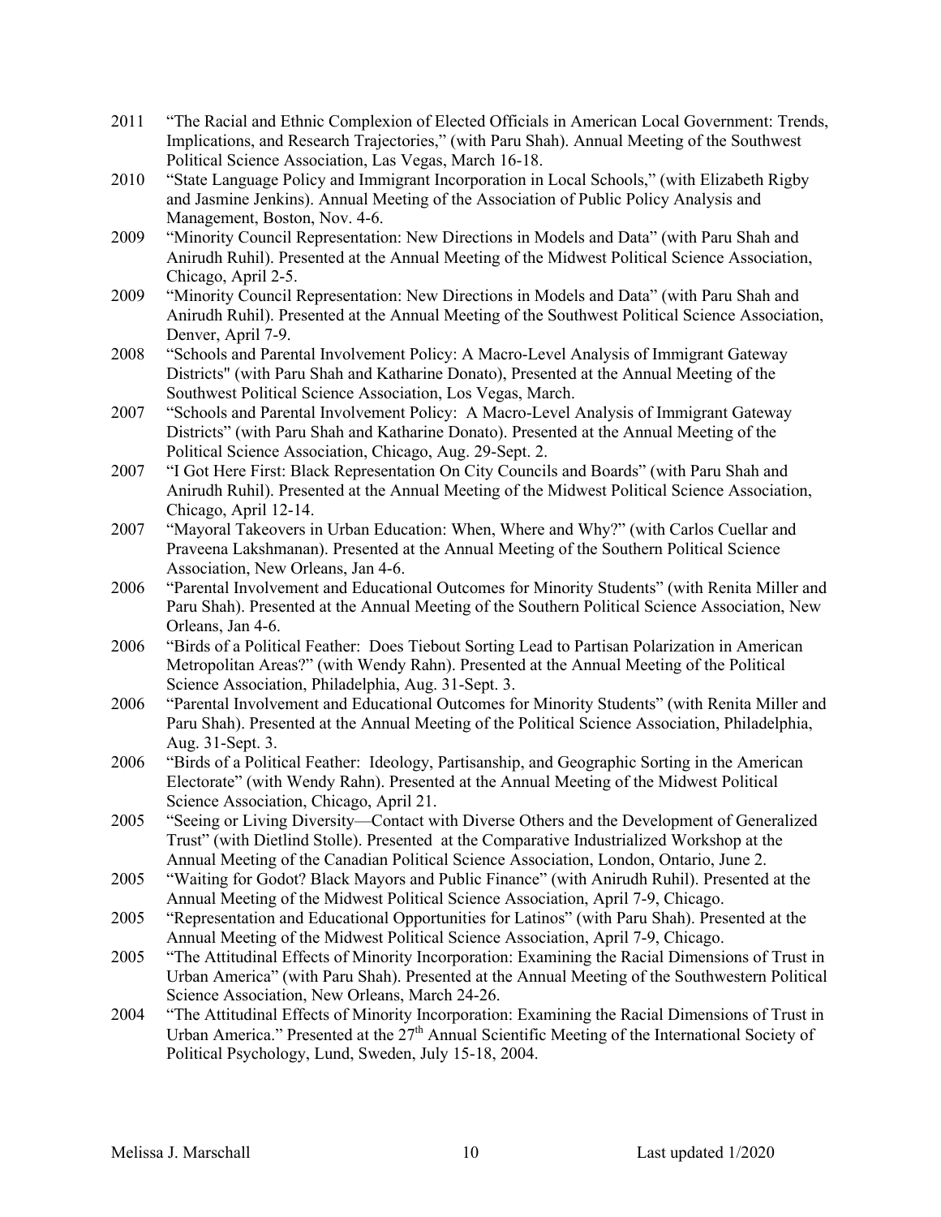2011 "The Racial and Ethnic Complexion of Elected Officials in American Local Government: Trends, Implications, and Research Trajectories," (with Paru Shah). Annual Meeting of the Southwest Political Science Association, Las Vegas, March 16-18.

2010 "State Language Policy and Immigrant Incorporation in Local Schools," (with Elizabeth Rigby and Jasmine Jenkins). Annual Meeting of the Association of Public Policy Analysis and Management, Boston, Nov. 4-6.

2009 "Minority Council Representation: New Directions in Models and Data" (with Paru Shah and Anirudh Ruhil). Presented at the Annual Meeting of the Midwest Political Science Association, Chicago, April 2-5.

2009 "Minority Council Representation: New Directions in Models and Data" (with Paru Shah and Anirudh Ruhil). Presented at the Annual Meeting of the Southwest Political Science Association, Denver, April 7-9.

2008 "Schools and Parental Involvement Policy: A Macro-Level Analysis of Immigrant Gateway Districts" (with Paru Shah and Katharine Donato), Presented at the Annual Meeting of the Southwest Political Science Association, Los Vegas, March.

2007 "Schools and Parental Involvement Policy: A Macro-Level Analysis of Immigrant Gateway Districts" (with Paru Shah and Katharine Donato). Presented at the Annual Meeting of the Political Science Association, Chicago, Aug. 29-Sept. 2.

2007 "I Got Here First: Black Representation On City Councils and Boards" (with Paru Shah and Anirudh Ruhil). Presented at the Annual Meeting of the Midwest Political Science Association, Chicago, April 12-14.

2007 "Mayoral Takeovers in Urban Education: When, Where and Why?" (with Carlos Cuellar and Praveena Lakshmanan). Presented at the Annual Meeting of the Southern Political Science Association, New Orleans, Jan 4-6.

2006 "Parental Involvement and Educational Outcomes for Minority Students" (with Renita Miller and Paru Shah). Presented at the Annual Meeting of the Southern Political Science Association, New Orleans, Jan 4-6.

2006 "Birds of a Political Feather: Does Tiebout Sorting Lead to Partisan Polarization in American Metropolitan Areas?" (with Wendy Rahn). Presented at the Annual Meeting of the Political Science Association, Philadelphia, Aug. 31-Sept. 3.

2006 "Parental Involvement and Educational Outcomes for Minority Students" (with Renita Miller and Paru Shah). Presented at the Annual Meeting of the Political Science Association, Philadelphia, Aug. 31-Sept. 3.

2006 "Birds of a Political Feather: Ideology, Partisanship, and Geographic Sorting in the American Electorate" (with Wendy Rahn). Presented at the Annual Meeting of the Midwest Political Science Association, Chicago, April 21.

2005 "Seeing or Living Diversity—Contact with Diverse Others and the Development of Generalized Trust" (with Dietlind Stolle). Presented at the Comparative Industrialized Workshop at the Annual Meeting of the Canadian Political Science Association, London, Ontario, June 2.

2005 "Waiting for Godot? Black Mayors and Public Finance" (with Anirudh Ruhil). Presented at the Annual Meeting of the Midwest Political Science Association, April 7-9, Chicago.

2005 "Representation and Educational Opportunities for Latinos" (with Paru Shah). Presented at the Annual Meeting of the Midwest Political Science Association, April 7-9, Chicago.

2005 "The Attitudinal Effects of Minority Incorporation: Examining the Racial Dimensions of Trust in Urban America" (with Paru Shah). Presented at the Annual Meeting of the Southwestern Political Science Association, New Orleans, March 24-26.

2004 "The Attitudinal Effects of Minority Incorporation: Examining the Racial Dimensions of Trust in Urban America." Presented at the 27th Annual Scientific Meeting of the International Society of Political Psychology, Lund, Sweden, July 15-18, 2004.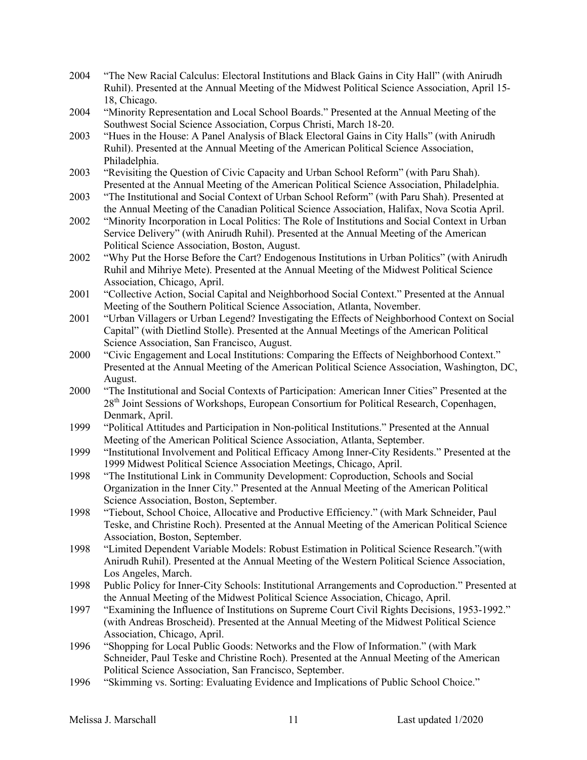2004 "The New Racial Calculus: Electoral Institutions and Black Gains in City Hall" (with Anirudh Ruhil). Presented at the Annual Meeting of the Midwest Political Science Association, April 15-18, Chicago.

2004 "Minority Representation and Local School Boards." Presented at the Annual Meeting of the Southwest Social Science Association, Corpus Christi, March 18-20.

2003 "Hues in the House: A Panel Analysis of Black Electoral Gains in City Halls" (with Anirudh Ruhil). Presented at the Annual Meeting of the American Political Science Association, Philadelphia.

2003 "Revisiting the Question of Civic Capacity and Urban School Reform" (with Paru Shah). Presented at the Annual Meeting of the American Political Science Association, Philadelphia.

2003 "The Institutional and Social Context of Urban School Reform" (with Paru Shah). Presented at the Annual Meeting of the Canadian Political Science Association, Halifax, Nova Scotia April.

2002 "Minority Incorporation in Local Politics: The Role of Institutions and Social Context in Urban Service Delivery" (with Anirudh Ruhil). Presented at the Annual Meeting of the American Political Science Association, Boston, August.

2002 "Why Put the Horse Before the Cart? Endogenous Institutions in Urban Politics" (with Anirudh Ruhil and Mihriye Mete). Presented at the Annual Meeting of the Midwest Political Science Association, Chicago, April.

2001 "Collective Action, Social Capital and Neighborhood Social Context." Presented at the Annual Meeting of the Southern Political Science Association, Atlanta, November.

2001 "Urban Villagers or Urban Legend? Investigating the Effects of Neighborhood Context on Social Capital" (with Dietlind Stolle). Presented at the Annual Meetings of the American Political Science Association, San Francisco, August.

2000 "Civic Engagement and Local Institutions: Comparing the Effects of Neighborhood Context." Presented at the Annual Meeting of the American Political Science Association, Washington, DC, August.

2000 "The Institutional and Social Contexts of Participation: American Inner Cities" Presented at the 28th Joint Sessions of Workshops, European Consortium for Political Research, Copenhagen, Denmark, April.

1999 "Political Attitudes and Participation in Non-political Institutions." Presented at the Annual Meeting of the American Political Science Association, Atlanta, September.

1999 "Institutional Involvement and Political Efficacy Among Inner-City Residents." Presented at the 1999 Midwest Political Science Association Meetings, Chicago, April.

1998 "The Institutional Link in Community Development: Coproduction, Schools and Social Organization in the Inner City." Presented at the Annual Meeting of the American Political Science Association, Boston, September.

1998 "Tiebout, School Choice, Allocative and Productive Efficiency." (with Mark Schneider, Paul Teske, and Christine Roch). Presented at the Annual Meeting of the American Political Science Association, Boston, September.

1998 "Limited Dependent Variable Models: Robust Estimation in Political Science Research."(with Anirudh Ruhil). Presented at the Annual Meeting of the Western Political Science Association, Los Angeles, March.

1998 Public Policy for Inner-City Schools: Institutional Arrangements and Coproduction." Presented at the Annual Meeting of the Midwest Political Science Association, Chicago, April.

1997 "Examining the Influence of Institutions on Supreme Court Civil Rights Decisions, 1953-1992." (with Andreas Broscheid). Presented at the Annual Meeting of the Midwest Political Science Association, Chicago, April.

1996 "Shopping for Local Public Goods: Networks and the Flow of Information." (with Mark Schneider, Paul Teske and Christine Roch). Presented at the Annual Meeting of the American Political Science Association, San Francisco, September.

1996 "Skimming vs. Sorting: Evaluating Evidence and Implications of Public School Choice."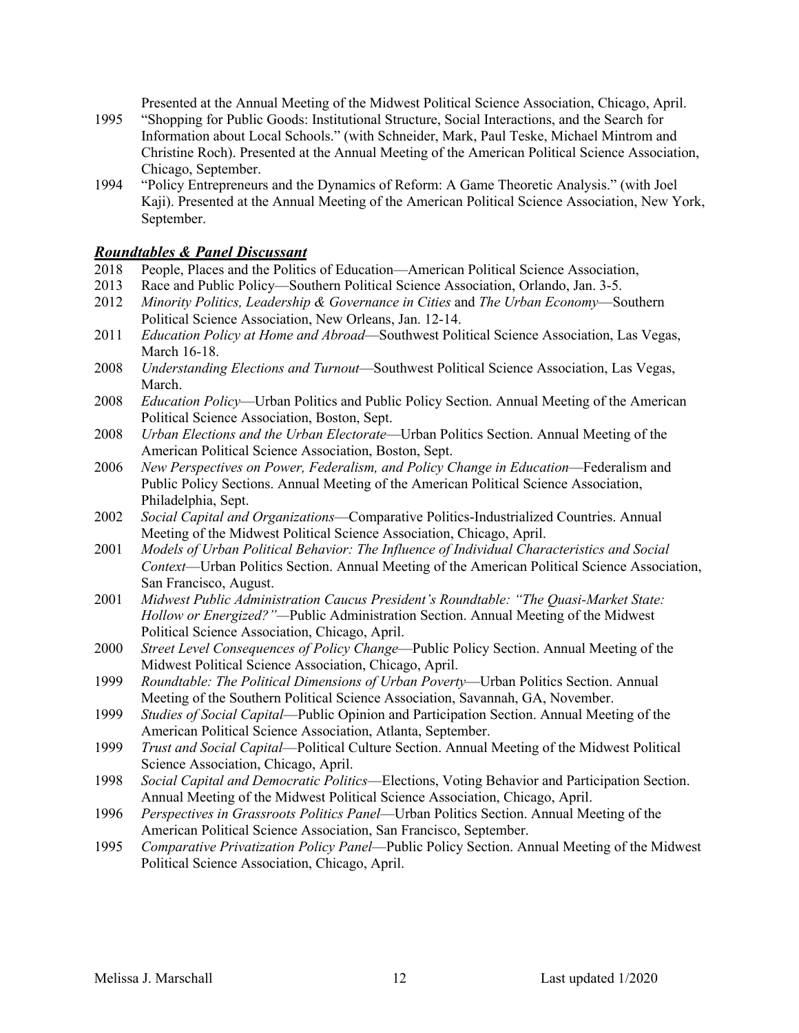Presented at the Annual Meeting of the Midwest Political Science Association, Chicago, April.

1995 "Shopping for Public Goods: Institutional Structure, Social Interactions, and the Search for Information about Local Schools." (with Schneider, Mark, Paul Teske, Michael Mintrom and Christine Roch). Presented at the Annual Meeting of the American Political Science Association, Chicago, September.

1994 "Policy Entrepreneurs and the Dynamics of Reform: A Game Theoretic Analysis." (with Joel Kaji). Presented at the Annual Meeting of the American Political Science Association, New York, September.

### ***Roundtables & Panel Discussant***

2018 People, Places and the Politics of Education—American Political Science Association,

2013 Race and Public Policy—Southern Political Science Association, Orlando, Jan. 3-5.

2012 *Minority Politics, Leadership & Governance in Cities* and *The Urban Economy*—Southern Political Science Association, New Orleans, Jan. 12-14.

2011 *Education Policy at Home and Abroad*—Southwest Political Science Association, Las Vegas, March 16-18.

2008 *Understanding Elections and Turnout*—Southwest Political Science Association, Las Vegas, March.

2008 *Education Policy*—Urban Politics and Public Policy Section. Annual Meeting of the American Political Science Association, Boston, Sept.

2008 *Urban Elections and the Urban Electorate*—Urban Politics Section. Annual Meeting of the American Political Science Association, Boston, Sept.

2006 *New Perspectives on Power, Federalism, and Policy Change in Education*—Federalism and Public Policy Sections. Annual Meeting of the American Political Science Association, Philadelphia, Sept.

2002 *Social Capital and Organizations*—Comparative Politics-Industrialized Countries. Annual Meeting of the Midwest Political Science Association, Chicago, April.

2001 *Models of Urban Political Behavior: The Influence of Individual Characteristics and Social Context*—Urban Politics Section. Annual Meeting of the American Political Science Association, San Francisco, August.

2001 *Midwest Public Administration Caucus President's Roundtable: "The Quasi-Market State: Hollow or Energized?"*—Public Administration Section. Annual Meeting of the Midwest Political Science Association, Chicago, April.

2000 *Street Level Consequences of Policy Change*—Public Policy Section. Annual Meeting of the Midwest Political Science Association, Chicago, April.

1999 *Roundtable: The Political Dimensions of Urban Poverty*—Urban Politics Section. Annual Meeting of the Southern Political Science Association, Savannah, GA, November.

1999 *Studies of Social Capital*—Public Opinion and Participation Section. Annual Meeting of the American Political Science Association, Atlanta, September.

1999 *Trust and Social Capital*—Political Culture Section. Annual Meeting of the Midwest Political Science Association, Chicago, April.

1998 *Social Capital and Democratic Politics*—Elections, Voting Behavior and Participation Section. Annual Meeting of the Midwest Political Science Association, Chicago, April.

1996 *Perspectives in Grassroots Politics Panel*—Urban Politics Section. Annual Meeting of the American Political Science Association, San Francisco, September.

1995 *Comparative Privatization Policy Panel*—Public Policy Section. Annual Meeting of the Midwest Political Science Association, Chicago, April.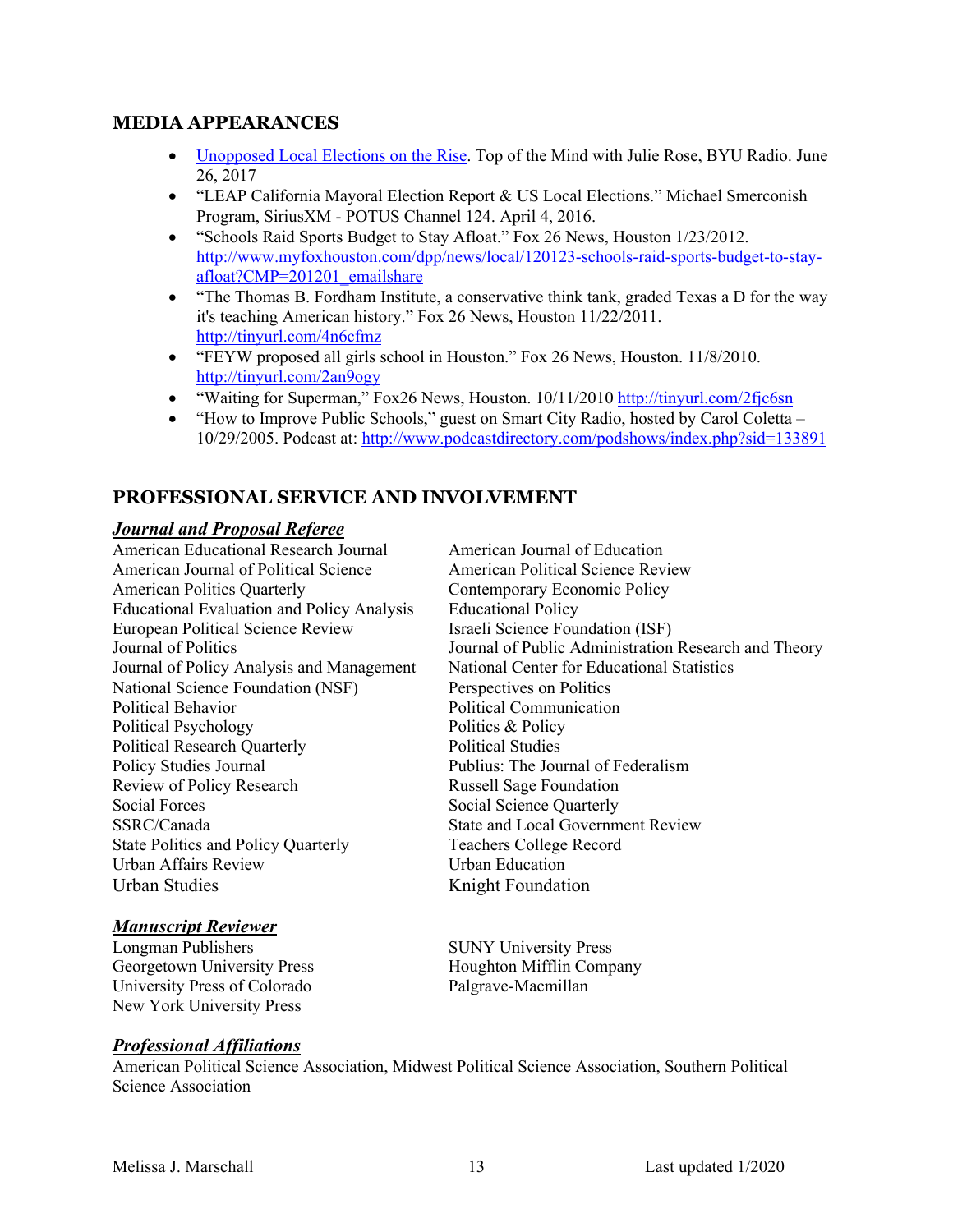## MEDIA APPEARANCES

- Unopposed Local Elections on the Rise. Top of the Mind with Julie Rose, BYU Radio. June 26, 2017
- "LEAP California Mayoral Election Report & US Local Elections." Michael Smerconish Program, SiriusXM - POTUS Channel 124. April 4, 2016.
- "Schools Raid Sports Budget to Stay Afloat." Fox 26 News, Houston 1/23/2012. http://www.myfoxhouston.com/dpp/news/local/120123-schools-raid-sports-budget-to-stay-afloat?CMP=201201_emailshare
- "The Thomas B. Fordham Institute, a conservative think tank, graded Texas a D for the way it's teaching American history." Fox 26 News, Houston 11/22/2011. http://tinyurl.com/4n6cfmz
- "FEYW proposed all girls school in Houston." Fox 26 News, Houston. 11/8/2010. http://tinyurl.com/2an9ogy
- "Waiting for Superman," Fox26 News, Houston. 10/11/2010 http://tinyurl.com/2fjc6sn
- "How to Improve Public Schools," guest on Smart City Radio, hosted by Carol Coletta – 10/29/2005. Podcast at: http://www.podcastdirectory.com/podshows/index.php?sid=133891

## PROFESSIONAL SERVICE AND INVOLVEMENT

### *Journal and Proposal Referee*

American Educational Research Journal
American Journal of Education
American Journal of Political Science
American Political Science Review
American Politics Quarterly
Contemporary Economic Policy
Educational Evaluation and Policy Analysis
Educational Policy
European Political Science Review
Israeli Science Foundation (ISF)
Journal of Politics
Journal of Public Administration Research and Theory
Journal of Policy Analysis and Management
National Center for Educational Statistics
National Science Foundation (NSF)
Perspectives on Politics
Political Behavior
Political Communication
Political Psychology
Politics & Policy
Political Research Quarterly
Political Studies
Policy Studies Journal
Publius: The Journal of Federalism
Review of Policy Research
Russell Sage Foundation
Social Forces
Social Science Quarterly
SSRC/Canada
State and Local Government Review
State Politics and Policy Quarterly
Teachers College Record
Urban Affairs Review
Urban Education
Urban Studies
Knight Foundation

### *Manuscript Reviewer*

Longman Publishers
SUNY University Press
Georgetown University Press
Houghton Mifflin Company
University Press of Colorado
Palgrave-Macmillan
New York University Press

### *Professional Affiliations*

American Political Science Association, Midwest Political Science Association, Southern Political Science Association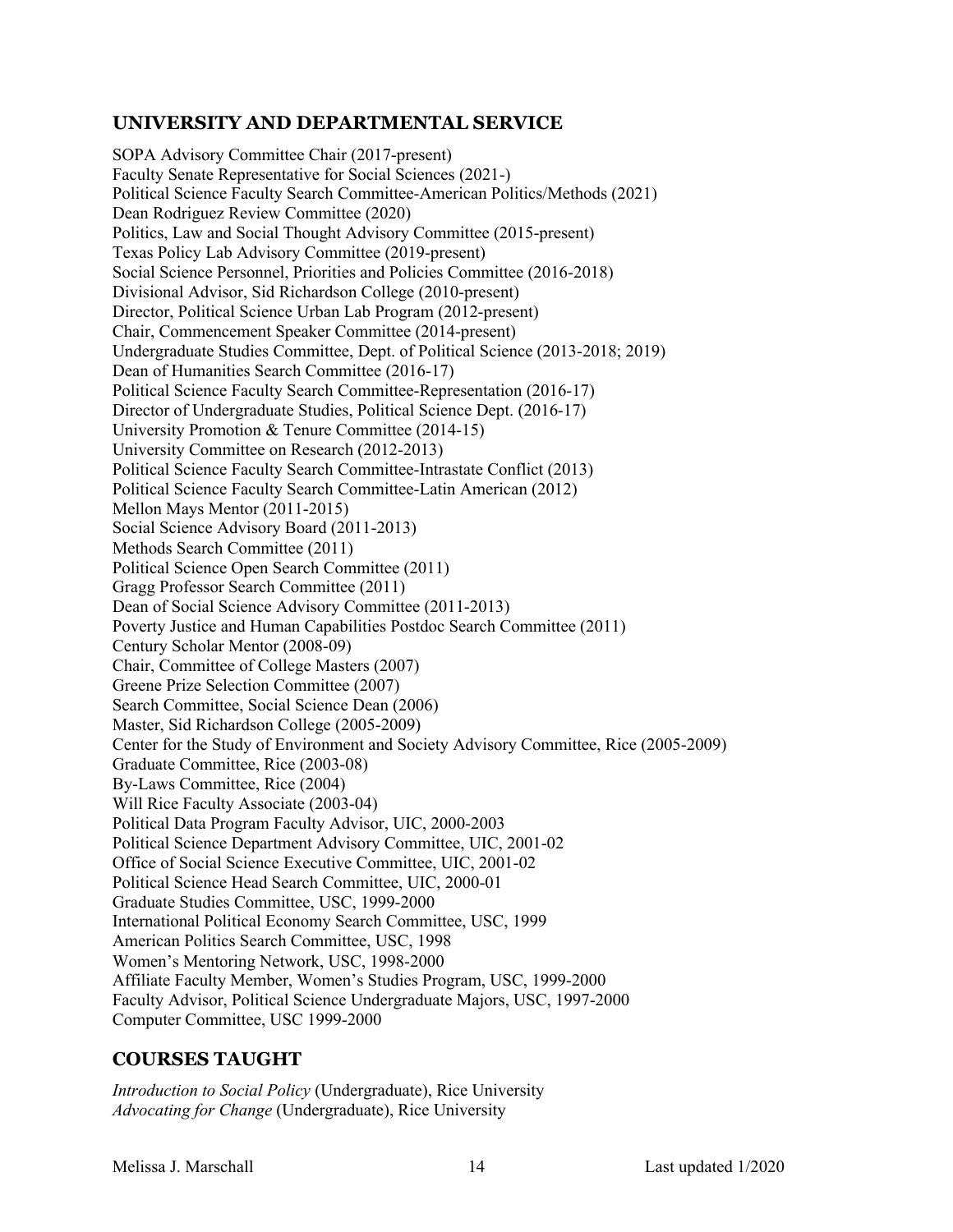## UNIVERSITY AND DEPARTMENTAL SERVICE

SOPA Advisory Committee Chair (2017-present)
Faculty Senate Representative for Social Sciences (2021-)
Political Science Faculty Search Committee-American Politics/Methods (2021)
Dean Rodriguez Review Committee (2020)
Politics, Law and Social Thought Advisory Committee (2015-present)
Texas Policy Lab Advisory Committee (2019-present)
Social Science Personnel, Priorities and Policies Committee (2016-2018)
Divisional Advisor, Sid Richardson College (2010-present)
Director, Political Science Urban Lab Program (2012-present)
Chair, Commencement Speaker Committee (2014-present)
Undergraduate Studies Committee, Dept. of Political Science (2013-2018; 2019)
Dean of Humanities Search Committee (2016-17)
Political Science Faculty Search Committee-Representation (2016-17)
Director of Undergraduate Studies, Political Science Dept. (2016-17)
University Promotion & Tenure Committee (2014-15)
University Committee on Research (2012-2013)
Political Science Faculty Search Committee-Intrastate Conflict (2013)
Political Science Faculty Search Committee-Latin American (2012)
Mellon Mays Mentor (2011-2015)
Social Science Advisory Board (2011-2013)
Methods Search Committee (2011)
Political Science Open Search Committee (2011)
Gragg Professor Search Committee (2011)
Dean of Social Science Advisory Committee (2011-2013)
Poverty Justice and Human Capabilities Postdoc Search Committee (2011)
Century Scholar Mentor (2008-09)
Chair, Committee of College Masters (2007)
Greene Prize Selection Committee (2007)
Search Committee, Social Science Dean (2006)
Master, Sid Richardson College (2005-2009)
Center for the Study of Environment and Society Advisory Committee, Rice (2005-2009)
Graduate Committee, Rice (2003-08)
By-Laws Committee, Rice (2004)
Will Rice Faculty Associate (2003-04)
Political Data Program Faculty Advisor, UIC, 2000-2003
Political Science Department Advisory Committee, UIC, 2001-02
Office of Social Science Executive Committee, UIC, 2001-02
Political Science Head Search Committee, UIC, 2000-01
Graduate Studies Committee, USC, 1999-2000
International Political Economy Search Committee, USC, 1999
American Politics Search Committee, USC, 1998
Women's Mentoring Network, USC, 1998-2000
Affiliate Faculty Member, Women's Studies Program, USC, 1999-2000
Faculty Advisor, Political Science Undergraduate Majors, USC, 1997-2000
Computer Committee, USC 1999-2000

## COURSES TAUGHT

*Introduction to Social Policy* (Undergraduate), Rice University
*Advocating for Change* (Undergraduate), Rice University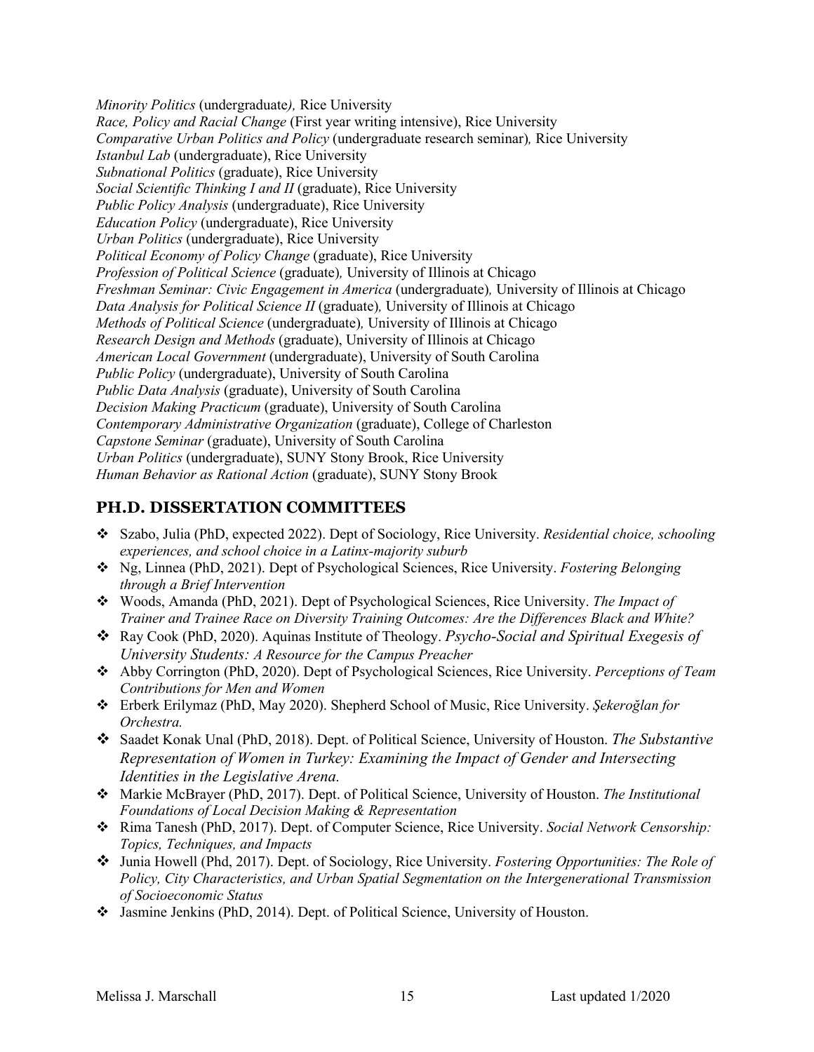*Minority Politics* (undergraduate*),* Rice University
*Race, Policy and Racial Change* (First year writing intensive), Rice University
*Comparative Urban Politics and Policy* (undergraduate research seminar)*,* Rice University
*Istanbul Lab* (undergraduate), Rice University
*Subnational Politics* (graduate), Rice University
*Social Scientific Thinking I and II* (graduate), Rice University
*Public Policy Analysis* (undergraduate), Rice University
*Education Policy* (undergraduate), Rice University
*Urban Politics* (undergraduate), Rice University
*Political Economy of Policy Change* (graduate), Rice University
*Profession of Political Science* (graduate)*,* University of Illinois at Chicago
*Freshman Seminar: Civic Engagement in America* (undergraduate)*,* University of Illinois at Chicago
*Data Analysis for Political Science II* (graduate)*,* University of Illinois at Chicago
*Methods of Political Science* (undergraduate)*,* University of Illinois at Chicago
*Research Design and Methods* (graduate), University of Illinois at Chicago
*American Local Government* (undergraduate), University of South Carolina
*Public Policy* (undergraduate), University of South Carolina
*Public Data Analysis* (graduate), University of South Carolina
*Decision Making Practicum* (graduate), University of South Carolina
*Contemporary Administrative Organization* (graduate), College of Charleston
*Capstone Seminar* (graduate), University of South Carolina
*Urban Politics* (undergraduate), SUNY Stony Brook, Rice University
*Human Behavior as Rational Action* (graduate), SUNY Stony Brook

## PH.D. DISSERTATION COMMITTEES

- Szabo, Julia (PhD, expected 2022). Dept of Sociology, Rice University. *Residential choice, schooling experiences, and school choice in a Latinx-majority suburb*
- Ng, Linnea (PhD, 2021). Dept of Psychological Sciences, Rice University. *Fostering Belonging through a Brief Intervention*
- Woods, Amanda (PhD, 2021). Dept of Psychological Sciences, Rice University. *The Impact of Trainer and Trainee Race on Diversity Training Outcomes: Are the Differences Black and White?*
- Ray Cook (PhD, 2020). Aquinas Institute of Theology. *Psycho-Social and Spiritual Exegesis of University Students: A Resource for the Campus Preacher*
- Abby Corrington (PhD, 2020). Dept of Psychological Sciences, Rice University. *Perceptions of Team Contributions for Men and Women*
- Erberk Erilymaz (PhD, May 2020). Shepherd School of Music, Rice University. *Şekeroğlan for Orchestra.*
- Saadet Konak Unal (PhD, 2018). Dept. of Political Science, University of Houston. *The Substantive Representation of Women in Turkey: Examining the Impact of Gender and Intersecting Identities in the Legislative Arena.*
- Markie McBrayer (PhD, 2017). Dept. of Political Science, University of Houston. *The Institutional Foundations of Local Decision Making & Representation*
- Rima Tanesh (PhD, 2017). Dept. of Computer Science, Rice University. *Social Network Censorship: Topics, Techniques, and Impacts*
- Junia Howell (Phd, 2017). Dept. of Sociology, Rice University. *Fostering Opportunities: The Role of Policy, City Characteristics, and Urban Spatial Segmentation on the Intergenerational Transmission of Socioeconomic Status*
- Jasmine Jenkins (PhD, 2014). Dept. of Political Science, University of Houston.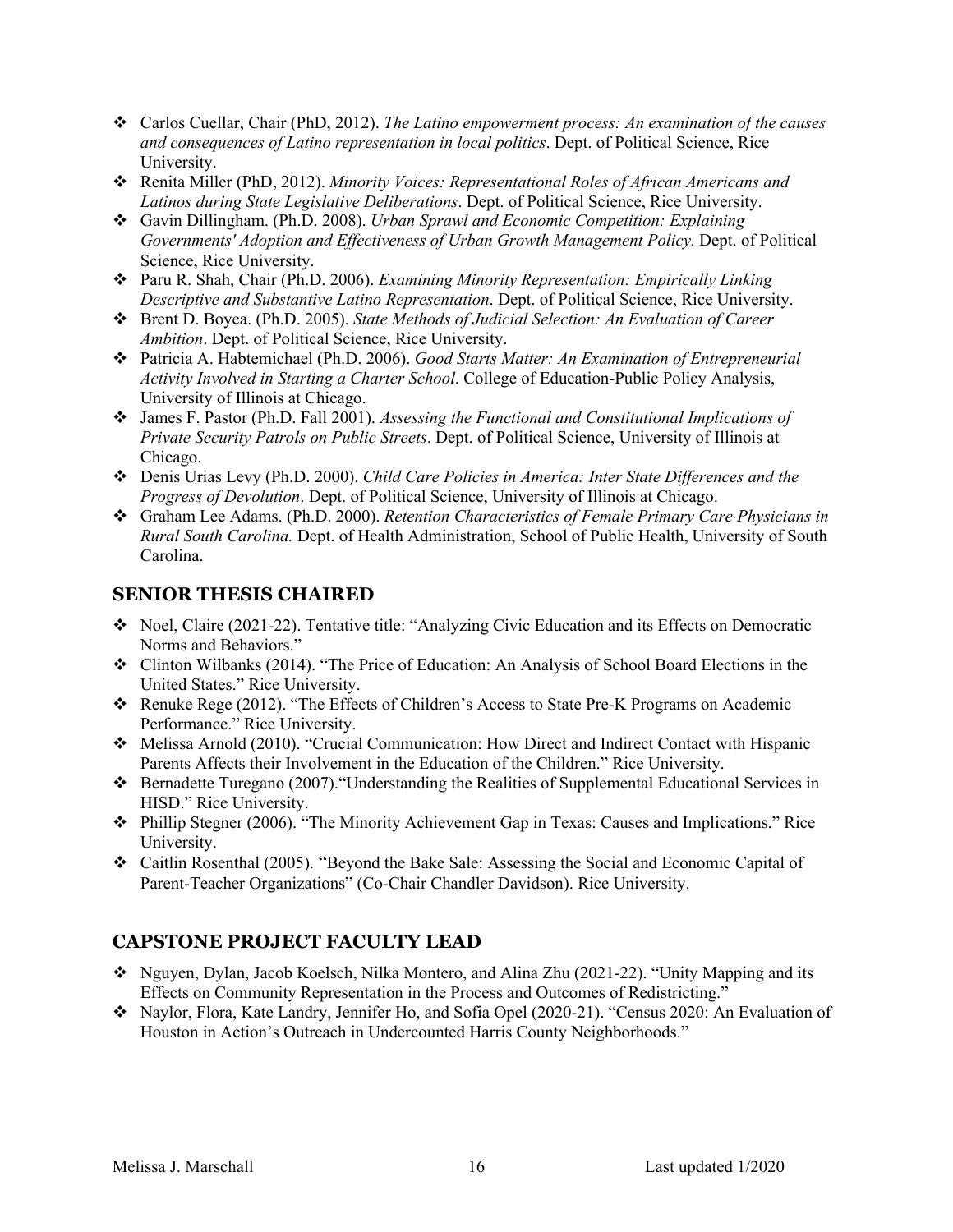- Carlos Cuellar, Chair (PhD, 2012). *The Latino empowerment process: An examination of the causes and consequences of Latino representation in local politics*. Dept. of Political Science, Rice University.
- Renita Miller (PhD, 2012). *Minority Voices: Representational Roles of African Americans and Latinos during State Legislative Deliberations*. Dept. of Political Science, Rice University.
- Gavin Dillingham. (Ph.D. 2008). *Urban Sprawl and Economic Competition: Explaining Governments' Adoption and Effectiveness of Urban Growth Management Policy.* Dept. of Political Science, Rice University.
- Paru R. Shah, Chair (Ph.D. 2006). *Examining Minority Representation: Empirically Linking Descriptive and Substantive Latino Representation*. Dept. of Political Science, Rice University.
- Brent D. Boyea. (Ph.D. 2005). *State Methods of Judicial Selection: An Evaluation of Career Ambition*. Dept. of Political Science, Rice University.
- Patricia A. Habtemichael (Ph.D. 2006). *Good Starts Matter: An Examination of Entrepreneurial Activity Involved in Starting a Charter School*. College of Education-Public Policy Analysis, University of Illinois at Chicago.
- James F. Pastor (Ph.D. Fall 2001). *Assessing the Functional and Constitutional Implications of Private Security Patrols on Public Streets*. Dept. of Political Science, University of Illinois at Chicago.
- Denis Urias Levy (Ph.D. 2000). *Child Care Policies in America: Inter State Differences and the Progress of Devolution*. Dept. of Political Science, University of Illinois at Chicago.
- Graham Lee Adams. (Ph.D. 2000). *Retention Characteristics of Female Primary Care Physicians in Rural South Carolina.* Dept. of Health Administration, School of Public Health, University of South Carolina.

## SENIOR THESIS CHAIRED

- Noel, Claire (2021-22). Tentative title: "Analyzing Civic Education and its Effects on Democratic Norms and Behaviors."
- Clinton Wilbanks (2014). "The Price of Education: An Analysis of School Board Elections in the United States." Rice University.
- Renuke Rege (2012). "The Effects of Children's Access to State Pre-K Programs on Academic Performance." Rice University.
- Melissa Arnold (2010). "Crucial Communication: How Direct and Indirect Contact with Hispanic Parents Affects their Involvement in the Education of the Children." Rice University.
- Bernadette Turegano (2007)."Understanding the Realities of Supplemental Educational Services in HISD." Rice University.
- Phillip Stegner (2006). "The Minority Achievement Gap in Texas: Causes and Implications." Rice University.
- Caitlin Rosenthal (2005). "Beyond the Bake Sale: Assessing the Social and Economic Capital of Parent-Teacher Organizations" (Co-Chair Chandler Davidson). Rice University.

## CAPSTONE PROJECT FACULTY LEAD

- Nguyen, Dylan, Jacob Koelsch, Nilka Montero, and Alina Zhu (2021-22). "Unity Mapping and its Effects on Community Representation in the Process and Outcomes of Redistricting."
- Naylor, Flora, Kate Landry, Jennifer Ho, and Sofia Opel (2020-21). "Census 2020: An Evaluation of Houston in Action's Outreach in Undercounted Harris County Neighborhoods."